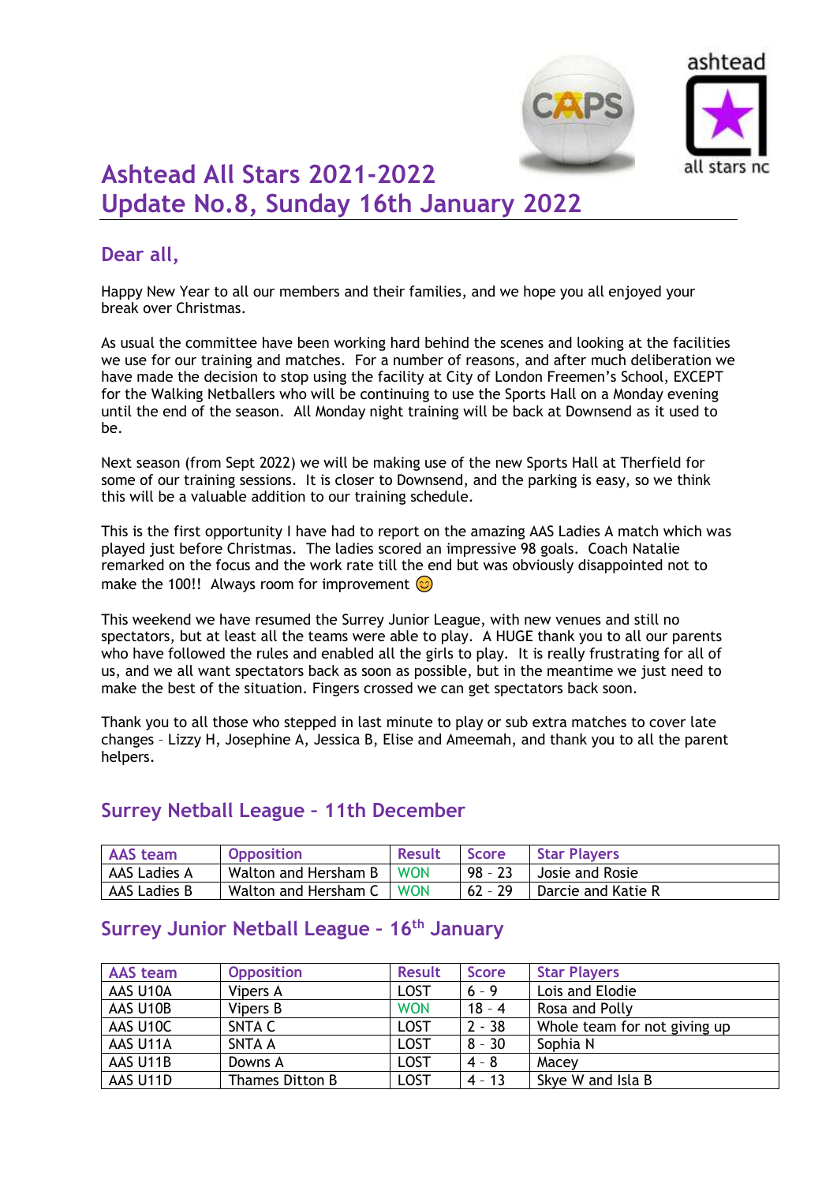# Ashtead All Stars 2021-2022
# Update No.8, Sunday 16th January 2022

## Dear all,

Happy New Year to all our members and their families, and we hope you all enjoyed your break over Christmas.

As usual the committee have been working hard behind the scenes and looking at the facilities we use for our training and matches. For a number of reasons, and after much deliberation we have made the decision to stop using the facility at City of London Freemen's School, EXCEPT for the Walking Netballers who will be continuing to use the Sports Hall on a Monday evening until the end of the season. All Monday night training will be back at Downsend as it used to be.

Next season (from Sept 2022) we will be making use of the new Sports Hall at Therfield for some of our training sessions. It is closer to Downsend, and the parking is easy, so we think this will be a valuable addition to our training schedule.

This is the first opportunity I have had to report on the amazing AAS Ladies A match which was played just before Christmas. The ladies scored an impressive 98 goals. Coach Natalie remarked on the focus and the work rate till the end but was obviously disappointed not to make the 100!! Always room for improvement 😊

This weekend we have resumed the Surrey Junior League, with new venues and still no spectators, but at least all the teams were able to play. A HUGE thank you to all our parents who have followed the rules and enabled all the girls to play. It is really frustrating for all of us, and we all want spectators back as soon as possible, but in the meantime we just need to make the best of the situation. Fingers crossed we can get spectators back soon.

Thank you to all those who stepped in last minute to play or sub extra matches to cover late changes – Lizzy H, Josephine A, Jessica B, Elise and Ameemah, and thank you to all the parent helpers.

## Surrey Netball League – 11th December

| AAS team | Opposition | Result | Score | Star Players |
|---|---|---|---|---|
| AAS Ladies A | Walton and Hersham B | WON | 98 – 23 | Josie and Rosie |
| AAS Ladies B | Walton and Hersham C | WON | 62 – 29 | Darcie and Katie R |

## Surrey Junior Netball League – 16th January

| AAS team | Opposition | Result | Score | Star Players |
|---|---|---|---|---|
| AAS U10A | Vipers A | LOST | 6 – 9 | Lois and Elodie |
| AAS U10B | Vipers B | WON | 18 – 4 | Rosa and Polly |
| AAS U10C | SNTA C | LOST | 2 - 38 | Whole team for not giving up |
| AAS U11A | SNTA A | LOST | 8 - 30 | Sophia N |
| AAS U11B | Downs A | LOST | 4 - 8 | Macey |
| AAS U11D | Thames Ditton B | LOST | 4 - 13 | Skye W and Isla B |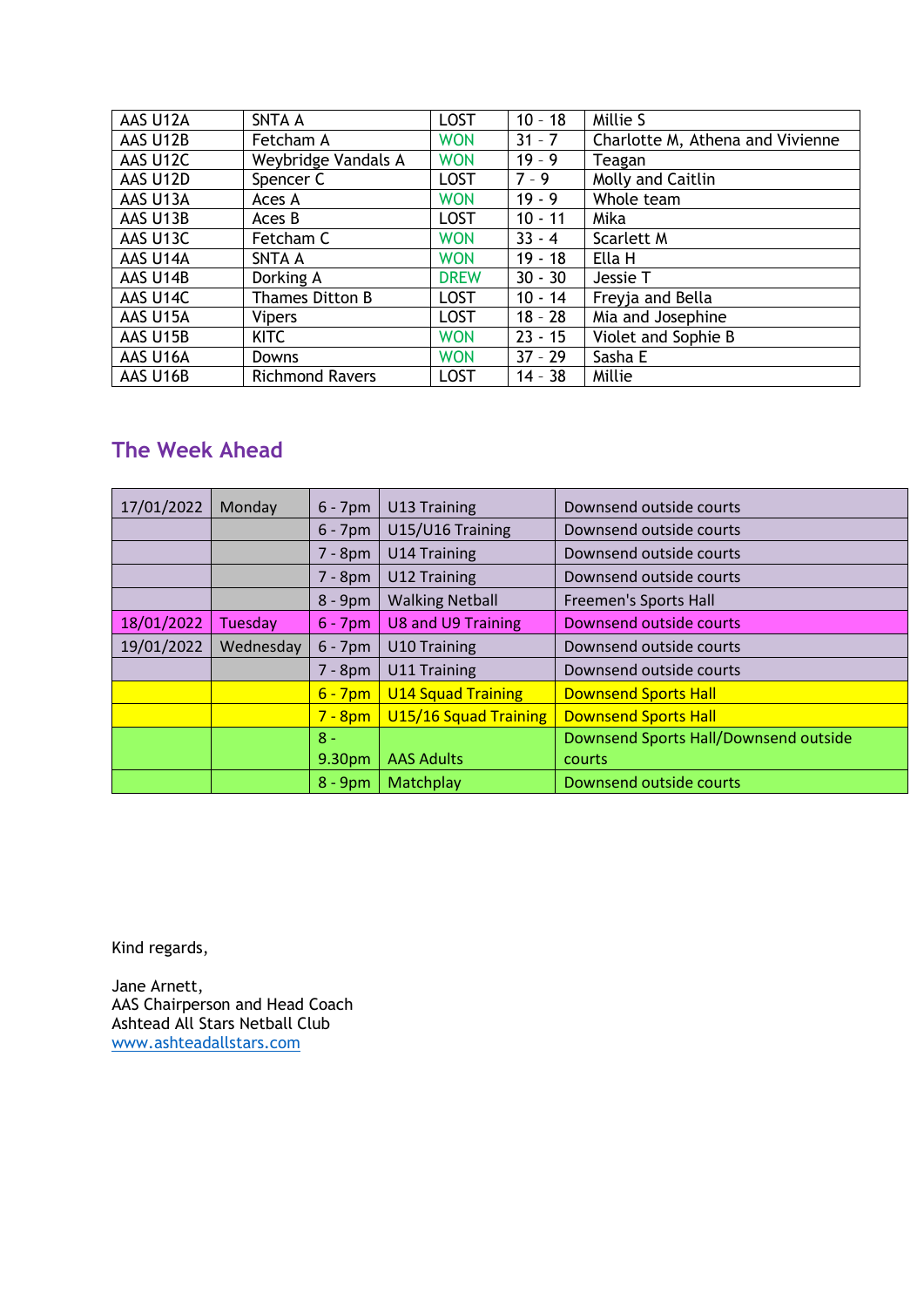| | | | | |
|---|---|---|---|---|
| AAS U12A | SNTA A | LOST | 10 - 18 | Millie S |
| AAS U12B | Fetcham A | WON | 31 - 7 | Charlotte M, Athena and Vivienne |
| AAS U12C | Weybridge Vandals A | WON | 19 - 9 | Teagan |
| AAS U12D | Spencer C | LOST | 7 - 9 | Molly and Caitlin |
| AAS U13A | Aces A | WON | 19 - 9 | Whole team |
| AAS U13B | Aces B | LOST | 10 - 11 | Mika |
| AAS U13C | Fetcham C | WON | 33 - 4 | Scarlett M |
| AAS U14A | SNTA A | WON | 19 - 18 | Ella H |
| AAS U14B | Dorking A | DREW | 30 - 30 | Jessie T |
| AAS U14C | Thames Ditton B | LOST | 10 - 14 | Freyja and Bella |
| AAS U15A | Vipers | LOST | 18 - 28 | Mia and Josephine |
| AAS U15B | KITC | WON | 23 - 15 | Violet and Sophie B |
| AAS U16A | Downs | WON | 37 - 29 | Sasha E |
| AAS U16B | Richmond Ravers | LOST | 14 - 38 | Millie |

## The Week Ahead

| | | | | |
|---|---|---|---|---|
| 17/01/2022 | Monday | 6 - 7pm | U13 Training | Downsend outside courts |
| | | 6 - 7pm | U15/U16 Training | Downsend outside courts |
| | | 7 - 8pm | U14 Training | Downsend outside courts |
| | | 7 - 8pm | U12 Training | Downsend outside courts |
| | | 8 - 9pm | Walking Netball | Freemen's Sports Hall |
| 18/01/2022 | Tuesday | 6 - 7pm | U8 and U9 Training | Downsend outside courts |
| 19/01/2022 | Wednesday | 6 - 7pm | U10 Training | Downsend outside courts |
| | | 7 - 8pm | U11 Training | Downsend outside courts |
| | | 6 - 7pm | U14 Squad Training | Downsend Sports Hall |
| | | 7 - 8pm | U15/16 Squad Training | Downsend Sports Hall |
| | | 8 - 9.30pm | AAS Adults | Downsend Sports Hall/Downsend outside courts |
| | | 8 - 9pm | Matchplay | Downsend outside courts |

Kind regards,

Jane Arnett,  
AAS Chairperson and Head Coach  
Ashtead All Stars Netball Club  
www.ashteadallstars.com